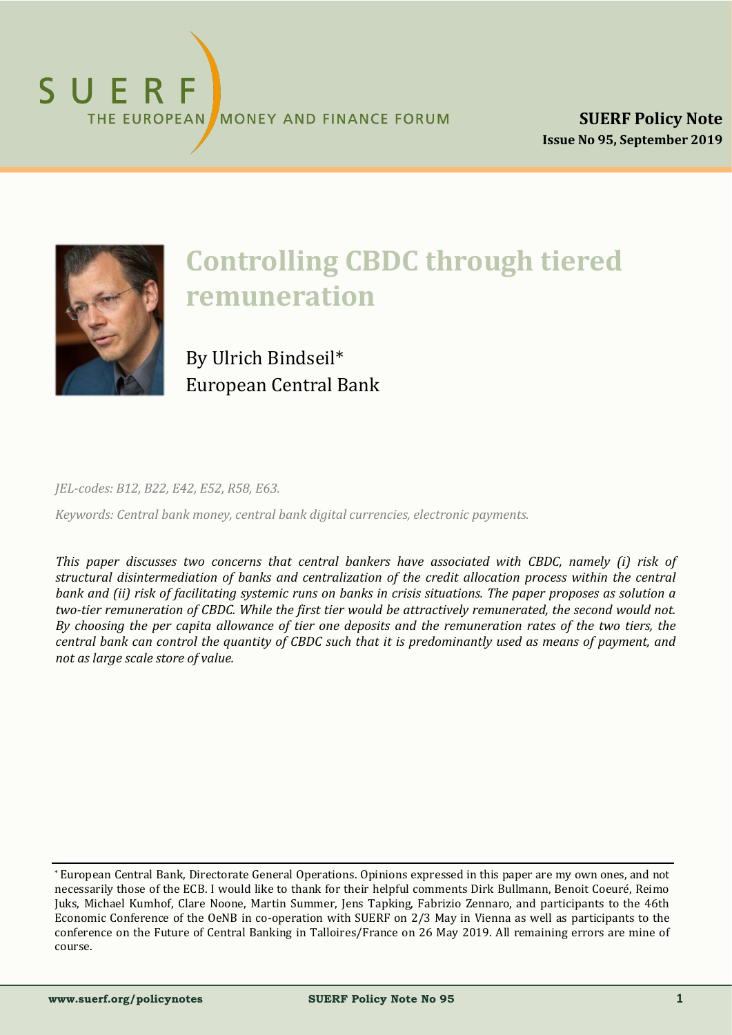# Controlling CBDC through tiered remuneration

By Ulrich Bindseil*
European Central Bank

*JEL-codes: B12, B22, E42, E52, R58, E63.*

*Keywords: Central bank money, central bank digital currencies, electronic payments.*

*This paper discusses two concerns that central bankers have associated with CBDC, namely (i) risk of structural disintermediation of banks and centralization of the credit allocation process within the central bank and (ii) risk of facilitating systemic runs on banks in crisis situations. The paper proposes as solution a two-tier remuneration of CBDC. While the first tier would be attractively remunerated, the second would not. By choosing the per capita allowance of tier one deposits and the remuneration rates of the two tiers, the central bank can control the quantity of CBDC such that it is predominantly used as means of payment, and not as large scale store of value.*

---

* European Central Bank, Directorate General Operations. Opinions expressed in this paper are my own ones, and not necessarily those of the ECB. I would like to thank for their helpful comments Dirk Bullmann, Benoit Coeuré, Reimo Juks, Michael Kumhof, Clare Noone, Martin Summer, Jens Tapking, Fabrizio Zennaro, and participants to the 46th Economic Conference of the OeNB in co-operation with SUERF on 2/3 May in Vienna as well as participants to the conference on the Future of Central Banking in Talloires/France on 26 May 2019. All remaining errors are mine of course.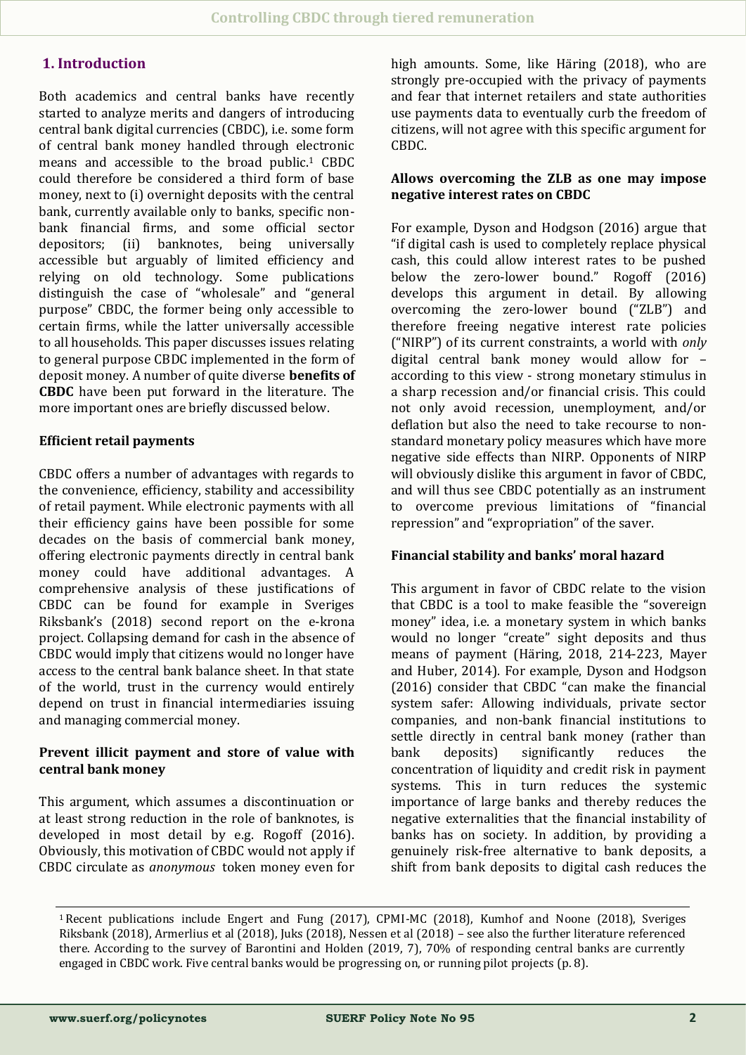## 1. Introduction

Both academics and central banks have recently started to analyze merits and dangers of introducing central bank digital currencies (CBDC), i.e. some form of central bank money handled through electronic means and accessible to the broad public.[1] CBDC could therefore be considered a third form of base money, next to (i) overnight deposits with the central bank, currently available only to banks, specific non-bank financial firms, and some official sector depositors; (ii) banknotes, being universally accessible but arguably of limited efficiency and relying on old technology. Some publications distinguish the case of "wholesale" and "general purpose" CBDC, the former being only accessible to certain firms, while the latter universally accessible to all households. This paper discusses issues relating to general purpose CBDC implemented in the form of deposit money. A number of quite diverse **benefits of CBDC** have been put forward in the literature. The more important ones are briefly discussed below.

**Efficient retail payments**

CBDC offers a number of advantages with regards to the convenience, efficiency, stability and accessibility of retail payment. While electronic payments with all their efficiency gains have been possible for some decades on the basis of commercial bank money, offering electronic payments directly in central bank money could have additional advantages. A comprehensive analysis of these justifications of CBDC can be found for example in Sveriges Riksbank's (2018) second report on the e-krona project. Collapsing demand for cash in the absence of CBDC would imply that citizens would no longer have access to the central bank balance sheet. In that state of the world, trust in the currency would entirely depend on trust in financial intermediaries issuing and managing commercial money.

**Prevent illicit payment and store of value with central bank money**

This argument, which assumes a discontinuation or at least strong reduction in the role of banknotes, is developed in most detail by e.g. Rogoff (2016). Obviously, this motivation of CBDC would not apply if CBDC circulate as *anonymous* token money even for high amounts. Some, like Häring (2018), who are strongly pre-occupied with the privacy of payments and fear that internet retailers and state authorities use payments data to eventually curb the freedom of citizens, will not agree with this specific argument for CBDC.

**Allows overcoming the ZLB as one may impose negative interest rates on CBDC**

For example, Dyson and Hodgson (2016) argue that "if digital cash is used to completely replace physical cash, this could allow interest rates to be pushed below the zero-lower bound." Rogoff (2016) develops this argument in detail. By allowing overcoming the zero-lower bound ("ZLB") and therefore freeing negative interest rate policies ("NIRP") of its current constraints, a world with *only* digital central bank money would allow for – according to this view - strong monetary stimulus in a sharp recession and/or financial crisis. This could not only avoid recession, unemployment, and/or deflation but also the need to take recourse to non-standard monetary policy measures which have more negative side effects than NIRP. Opponents of NIRP will obviously dislike this argument in favor of CBDC, and will thus see CBDC potentially as an instrument to overcome previous limitations of "financial repression" and "expropriation" of the saver.

**Financial stability and banks' moral hazard**

This argument in favor of CBDC relate to the vision that CBDC is a tool to make feasible the "sovereign money" idea, i.e. a monetary system in which banks would no longer "create" sight deposits and thus means of payment (Häring, 2018, 214-223, Mayer and Huber, 2014). For example, Dyson and Hodgson (2016) consider that CBDC "can make the financial system safer: Allowing individuals, private sector companies, and non-bank financial institutions to settle directly in central bank money (rather than bank deposits) significantly reduces the concentration of liquidity and credit risk in payment systems. This in turn reduces the systemic importance of large banks and thereby reduces the negative externalities that the financial instability of banks has on society. In addition, by providing a genuinely risk-free alternative to bank deposits, a shift from bank deposits to digital cash reduces the

---

[1] Recent publications include Engert and Fung (2017), CPMI-MC (2018), Kumhof and Noone (2018), Sveriges Riksbank (2018), Armerlius et al (2018), Juks (2018), Nessen et al (2018) – see also the further literature referenced there. According to the survey of Barontini and Holden (2019, 7), 70% of responding central banks are currently engaged in CBDC work. Five central banks would be progressing on, or running pilot projects (p. 8).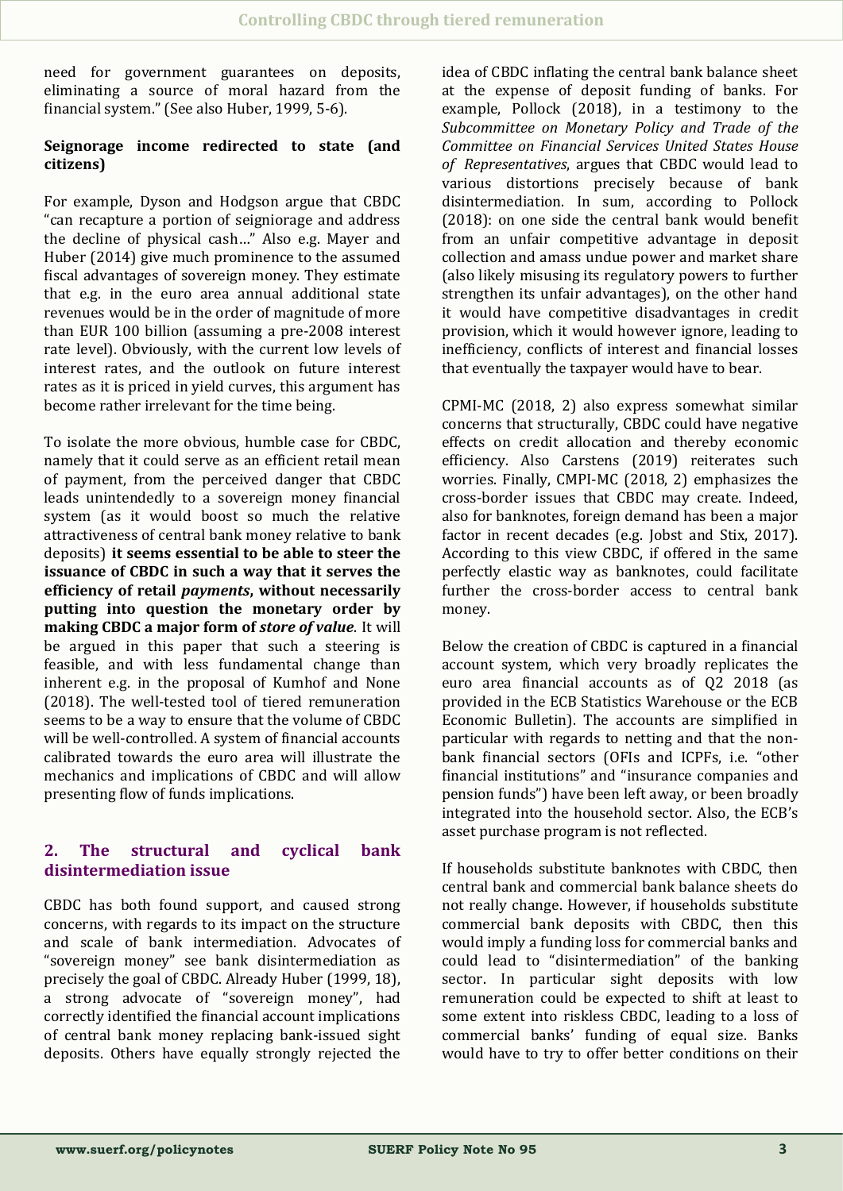need for government guarantees on deposits, eliminating a source of moral hazard from the financial system." (See also Huber, 1999, 5-6).

**Seignorage income redirected to state (and citizens)**

For example, Dyson and Hodgson argue that CBDC "can recapture a portion of seigniorage and address the decline of physical cash…" Also e.g. Mayer and Huber (2014) give much prominence to the assumed fiscal advantages of sovereign money. They estimate that e.g. in the euro area annual additional state revenues would be in the order of magnitude of more than EUR 100 billion (assuming a pre-2008 interest rate level). Obviously, with the current low levels of interest rates, and the outlook on future interest rates as it is priced in yield curves, this argument has become rather irrelevant for the time being.

To isolate the more obvious, humble case for CBDC, namely that it could serve as an efficient retail mean of payment, from the perceived danger that CBDC leads unintendedly to a sovereign money financial system (as it would boost so much the relative attractiveness of central bank money relative to bank deposits) **it seems essential to be able to steer the issuance of CBDC in such a way that it serves the efficiency of retail *payments*, without necessarily putting into question the monetary order by making CBDC a major form of *store of value*.** It will be argued in this paper that such a steering is feasible, and with less fundamental change than inherent e.g. in the proposal of Kumhof and None (2018). The well-tested tool of tiered remuneration seems to be a way to ensure that the volume of CBDC will be well-controlled. A system of financial accounts calibrated towards the euro area will illustrate the mechanics and implications of CBDC and will allow presenting flow of funds implications.

## 2. The structural and cyclical bank disintermediation issue

CBDC has both found support, and caused strong concerns, with regards to its impact on the structure and scale of bank intermediation. Advocates of "sovereign money" see bank disintermediation as precisely the goal of CBDC. Already Huber (1999, 18), a strong advocate of "sovereign money", had correctly identified the financial account implications of central bank money replacing bank-issued sight deposits. Others have equally strongly rejected the idea of CBDC inflating the central bank balance sheet at the expense of deposit funding of banks. For example, Pollock (2018), in a testimony to the *Subcommittee on Monetary Policy and Trade of the Committee on Financial Services United States House of Representatives*, argues that CBDC would lead to various distortions precisely because of bank disintermediation. In sum, according to Pollock (2018): on one side the central bank would benefit from an unfair competitive advantage in deposit collection and amass undue power and market share (also likely misusing its regulatory powers to further strengthen its unfair advantages), on the other hand it would have competitive disadvantages in credit provision, which it would however ignore, leading to inefficiency, conflicts of interest and financial losses that eventually the taxpayer would have to bear.

CPMI-MC (2018, 2) also express somewhat similar concerns that structurally, CBDC could have negative effects on credit allocation and thereby economic efficiency. Also Carstens (2019) reiterates such worries. Finally, CMPI-MC (2018, 2) emphasizes the cross-border issues that CBDC may create. Indeed, also for banknotes, foreign demand has been a major factor in recent decades (e.g. Jobst and Stix, 2017). According to this view CBDC, if offered in the same perfectly elastic way as banknotes, could facilitate further the cross-border access to central bank money.

Below the creation of CBDC is captured in a financial account system, which very broadly replicates the euro area financial accounts as of Q2 2018 (as provided in the ECB Statistics Warehouse or the ECB Economic Bulletin). The accounts are simplified in particular with regards to netting and that the non-bank financial sectors (OFIs and ICPFs, i.e. "other financial institutions" and "insurance companies and pension funds") have been left away, or been broadly integrated into the household sector. Also, the ECB's asset purchase program is not reflected.

If households substitute banknotes with CBDC, then central bank and commercial bank balance sheets do not really change. However, if households substitute commercial bank deposits with CBDC, then this would imply a funding loss for commercial banks and could lead to "disintermediation" of the banking sector. In particular sight deposits with low remuneration could be expected to shift at least to some extent into riskless CBDC, leading to a loss of commercial banks' funding of equal size. Banks would have to try to offer better conditions on their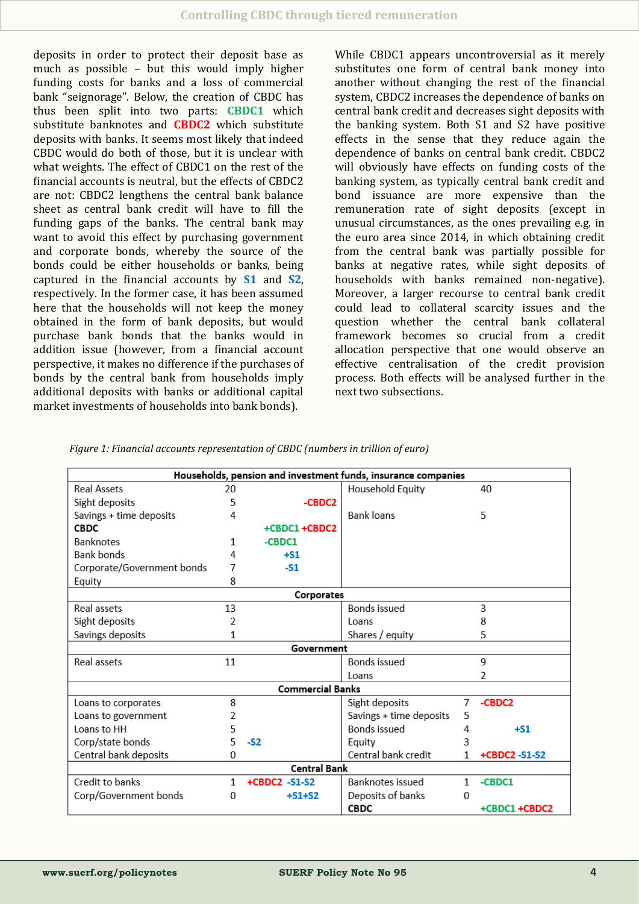deposits in order to protect their deposit base as much as possible – but this would imply higher funding costs for banks and a loss of commercial bank "seignorage". Below, the creation of CBDC has thus been split into two parts: **CBDC1** which substitute banknotes and **CBDC2** which substitute deposits with banks. It seems most likely that indeed CBDC would do both of those, but it is unclear with what weights. The effect of CBDC1 on the rest of the financial accounts is neutral, but the effects of CBDC2 are not: CBDC2 lengthens the central bank balance sheet as central bank credit will have to fill the funding gaps of the banks. The central bank may want to avoid this effect by purchasing government and corporate bonds, whereby the source of the bonds could be either households or banks, being captured in the financial accounts by **S1** and **S2**, respectively. In the former case, it has been assumed here that the households will not keep the money obtained in the form of bank deposits, but would purchase bank bonds that the banks would in addition issue (however, from a financial account perspective, it makes no difference if the purchases of bonds by the central bank from households imply additional deposits with banks or additional capital market investments of households into bank bonds).

While CBDC1 appears uncontroversial as it merely substitutes one form of central bank money into another without changing the rest of the financial system, CBDC2 increases the dependence of banks on central bank credit and decreases sight deposits with the banking system. Both S1 and S2 have positive effects in the sense that they reduce again the dependence of banks on central bank credit. CBDC2 will obviously have effects on funding costs of the banking system, as typically central bank credit and bond issuance are more expensive than the remuneration rate of sight deposits (except in unusual circumstances, as the ones prevailing e.g. in the euro area since 2014, in which obtaining credit from the central bank was partially possible for banks at negative rates, while sight deposits of households with banks remained non-negative). Moreover, a larger recourse to central bank credit could lead to collateral scarcity issues and the question whether the central bank collateral framework becomes so crucial from a credit allocation perspective that one would observe an effective centralisation of the credit provision process. Both effects will be analysed further in the next two subsections.

*Figure 1: Financial accounts representation of CBDC (numbers in trillion of euro)*

| **Households, pension and investment funds, insurance companies** | | | | | |
|---|---|---|---|---|---|
| Real Assets | 20 | | Household Equity | 40 | |
| Sight deposits | 5 | -CBDC2 | | | |
| Savings + time deposits | 4 | | Bank loans | 5 | |
| **CBDC** | | +CBDC1 +CBDC2 | | | |
| Banknotes | 1 | -CBDC1 | | | |
| Bank bonds | 4 | +S1 | | | |
| Corporate/Government bonds | 7 | -S1 | | | |
| Equity | 8 | | | | |
| **Corporates** | | | | | |
| Real assets | 13 | | Bonds issued | 3 | |
| Sight deposits | 2 | | Loans | 8 | |
| Savings deposits | 1 | | Shares / equity | 5 | |
| **Government** | | | | | |
| Real assets | 11 | | Bonds issued | 9 | |
| | | | Loans | 2 | |
| **Commercial Banks** | | | | | |
| Loans to corporates | 8 | | Sight deposits | 7 | -CBDC2 |
| Loans to government | 2 | | Savings + time deposits | 5 | |
| Loans to HH | 5 | | Bonds issued | 4 | +S1 |
| Corp/state bonds | 5 | -S2 | Equity | 3 | |
| Central bank deposits | 0 | | Central bank credit | 1 | +CBDC2 -S1-S2 |
| **Central Bank** | | | | | |
| Credit to banks | 1 | +CBDC2 -S1-S2 | Banknotes issued | 1 | -CBDC1 |
| Corp/Government bonds | 0 | +S1+S2 | Deposits of banks | 0 | |
| | | | **CBDC** | | +CBDC1 +CBDC2 |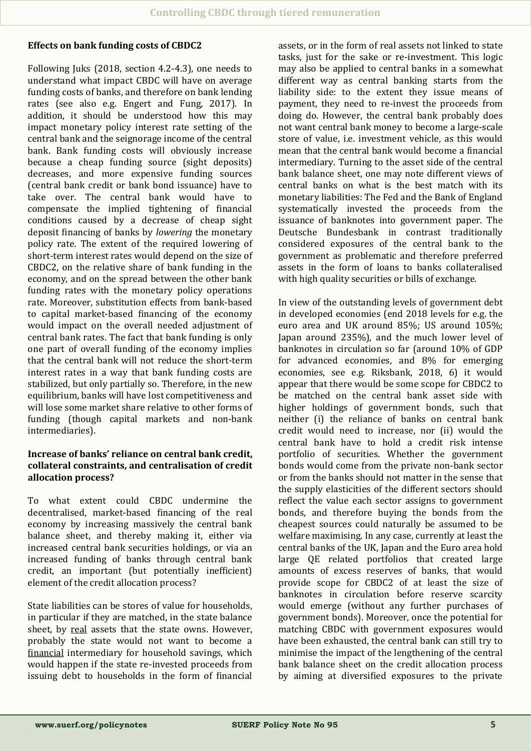**Effects on bank funding costs of CBDC2**

Following Juks (2018, section 4.2-4.3), one needs to understand what impact CBDC will have on average funding costs of banks, and therefore on bank lending rates (see also e.g. Engert and Fung, 2017). In addition, it should be understood how this may impact monetary policy interest rate setting of the central bank and the seignorage income of the central bank. Bank funding costs will obviously increase because a cheap funding source (sight deposits) decreases, and more expensive funding sources (central bank credit or bank bond issuance) have to take over. The central bank would have to compensate the implied tightening of financial conditions caused by a decrease of cheap sight deposit financing of banks by *lowering* the monetary policy rate. The extent of the required lowering of short-term interest rates would depend on the size of CBDC2, on the relative share of bank funding in the economy, and on the spread between the other bank funding rates with the monetary policy operations rate. Moreover, substitution effects from bank-based to capital market-based financing of the economy would impact on the overall needed adjustment of central bank rates. The fact that bank funding is only one part of overall funding of the economy implies that the central bank will not reduce the short-term interest rates in a way that bank funding costs are stabilized, but only partially so. Therefore, in the new equilibrium, banks will have lost competitiveness and will lose some market share relative to other forms of funding (though capital markets and non-bank intermediaries).

**Increase of banks' reliance on central bank credit, collateral constraints, and centralisation of credit allocation process?**

To what extent could CBDC undermine the decentralised, market-based financing of the real economy by increasing massively the central bank balance sheet, and thereby making it, either via increased central bank securities holdings, or via an increased funding of banks through central bank credit, an important (but potentially inefficient) element of the credit allocation process?

State liabilities can be stores of value for households, in particular if they are matched, in the state balance sheet, by real assets that the state owns. However, probably the state would not want to become a financial intermediary for household savings, which would happen if the state re-invested proceeds from issuing debt to households in the form of financial assets, or in the form of real assets not linked to state tasks, just for the sake or re-investment. This logic may also be applied to central banks in a somewhat different way as central banking starts from the liability side: to the extent they issue means of payment, they need to re-invest the proceeds from doing do. However, the central bank probably does not want central bank money to become a large-scale store of value, i.e. investment vehicle, as this would mean that the central bank would become a financial intermediary. Turning to the asset side of the central bank balance sheet, one may note different views of central banks on what is the best match with its monetary liabilities: The Fed and the Bank of England systematically invested the proceeds from the issuance of banknotes into government paper. The Deutsche Bundesbank in contrast traditionally considered exposures of the central bank to the government as problematic and therefore preferred assets in the form of loans to banks collateralised with high quality securities or bills of exchange.

In view of the outstanding levels of government debt in developed economies (end 2018 levels for e.g. the euro area and UK around 85%; US around 105%; Japan around 235%), and the much lower level of banknotes in circulation so far (around 10% of GDP for advanced economies, and 8% for emerging economies, see e.g. Riksbank, 2018, 6) it would appear that there would be some scope for CBDC2 to be matched on the central bank asset side with higher holdings of government bonds, such that neither (i) the reliance of banks on central bank credit would need to increase, nor (ii) would the central bank have to hold a credit risk intense portfolio of securities. Whether the government bonds would come from the private non-bank sector or from the banks should not matter in the sense that the supply elasticities of the different sectors should reflect the value each sector assigns to government bonds, and therefore buying the bonds from the cheapest sources could naturally be assumed to be welfare maximising. In any case, currently at least the central banks of the UK, Japan and the Euro area hold large QE related portfolios that created large amounts of excess reserves of banks, that would provide scope for CBDC2 of at least the size of banknotes in circulation before reserve scarcity would emerge (without any further purchases of government bonds). Moreover, once the potential for matching CBDC with government exposures would have been exhausted, the central bank can still try to minimise the impact of the lengthening of the central bank balance sheet on the credit allocation process by aiming at diversified exposures to the private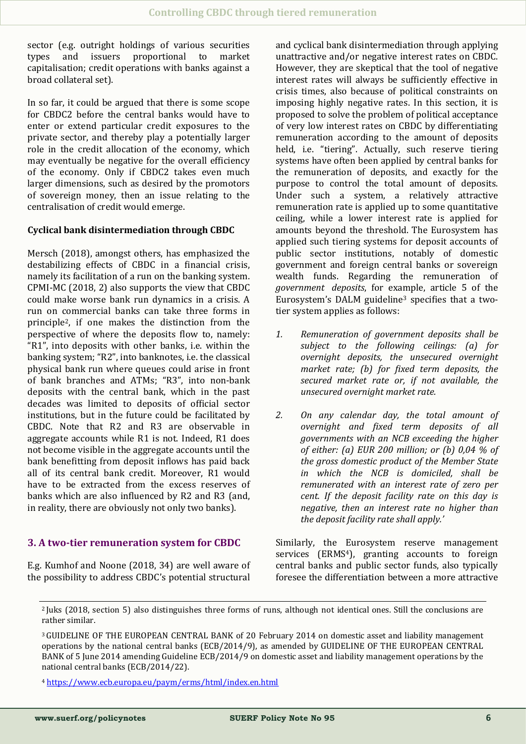sector (e.g. outright holdings of various securities types and issuers proportional to market capitalisation; credit operations with banks against a broad collateral set).

In so far, it could be argued that there is some scope for CBDC2 before the central banks would have to enter or extend particular credit exposures to the private sector, and thereby play a potentially larger role in the credit allocation of the economy, which may eventually be negative for the overall efficiency of the economy. Only if CBDC2 takes even much larger dimensions, such as desired by the promotors of sovereign money, then an issue relating to the centralisation of credit would emerge.

**Cyclical bank disintermediation through CBDC**

Mersch (2018), amongst others, has emphasized the destabilizing effects of CBDC in a financial crisis, namely its facilitation of a run on the banking system. CPMI-MC (2018, 2) also supports the view that CBDC could make worse bank run dynamics in a crisis. A run on commercial banks can take three forms in principle[2], if one makes the distinction from the perspective of where the deposits flow to, namely: "R1", into deposits with other banks, i.e. within the banking system; "R2", into banknotes, i.e. the classical physical bank run where queues could arise in front of bank branches and ATMs; "R3", into non-bank deposits with the central bank, which in the past decades was limited to deposits of official sector institutions, but in the future could be facilitated by CBDC. Note that R2 and R3 are observable in aggregate accounts while R1 is not. Indeed, R1 does not become visible in the aggregate accounts until the bank benefitting from deposit inflows has paid back all of its central bank credit. Moreover, R1 would have to be extracted from the excess reserves of banks which are also influenced by R2 and R3 (and, in reality, there are obviously not only two banks).

## 3. A two-tier remuneration system for CBDC

E.g. Kumhof and Noone (2018, 34) are well aware of the possibility to address CBDC's potential structural and cyclical bank disintermediation through applying unattractive and/or negative interest rates on CBDC. However, they are skeptical that the tool of negative interest rates will always be sufficiently effective in crisis times, also because of political constraints on imposing highly negative rates. In this section, it is proposed to solve the problem of political acceptance of very low interest rates on CBDC by differentiating remuneration according to the amount of deposits held, i.e. "tiering". Actually, such reserve tiering systems have often been applied by central banks for the remuneration of deposits, and exactly for the purpose to control the total amount of deposits. Under such a system, a relatively attractive remuneration rate is applied up to some quantitative ceiling, while a lower interest rate is applied for amounts beyond the threshold. The Eurosystem has applied such tiering systems for deposit accounts of public sector institutions, notably of domestic government and foreign central banks or sovereign wealth funds. Regarding the remuneration of *government deposits*, for example, article 5 of the Eurosystem's DALM guideline[3] specifies that a two-tier system applies as follows:

1. *Remuneration of government deposits shall be subject to the following ceilings: (a) for overnight deposits, the unsecured overnight market rate; (b) for fixed term deposits, the secured market rate or, if not available, the unsecured overnight market rate.*
2. *On any calendar day, the total amount of overnight and fixed term deposits of all governments with an NCB exceeding the higher of either: (a) EUR 200 million; or (b) 0,04 % of the gross domestic product of the Member State in which the NCB is domiciled, shall be remunerated with an interest rate of zero per cent. If the deposit facility rate on this day is negative, then an interest rate no higher than the deposit facility rate shall apply.'*

Similarly, the Eurosystem reserve management services (ERMS[4]), granting accounts to foreign central banks and public sector funds, also typically foresee the differentiation between a more attractive

---

[2] Juks (2018, section 5) also distinguishes three forms of runs, although not identical ones. Still the conclusions are rather similar.

[3] GUIDELINE OF THE EUROPEAN CENTRAL BANK of 20 February 2014 on domestic asset and liability management operations by the national central banks (ECB/2014/9), as amended by GUIDELINE OF THE EUROPEAN CENTRAL BANK of 5 June 2014 amending Guideline ECB/2014/9 on domestic asset and liability management operations by the national central banks (ECB/2014/22).

[4] https://www.ecb.europa.eu/paym/erms/html/index.en.html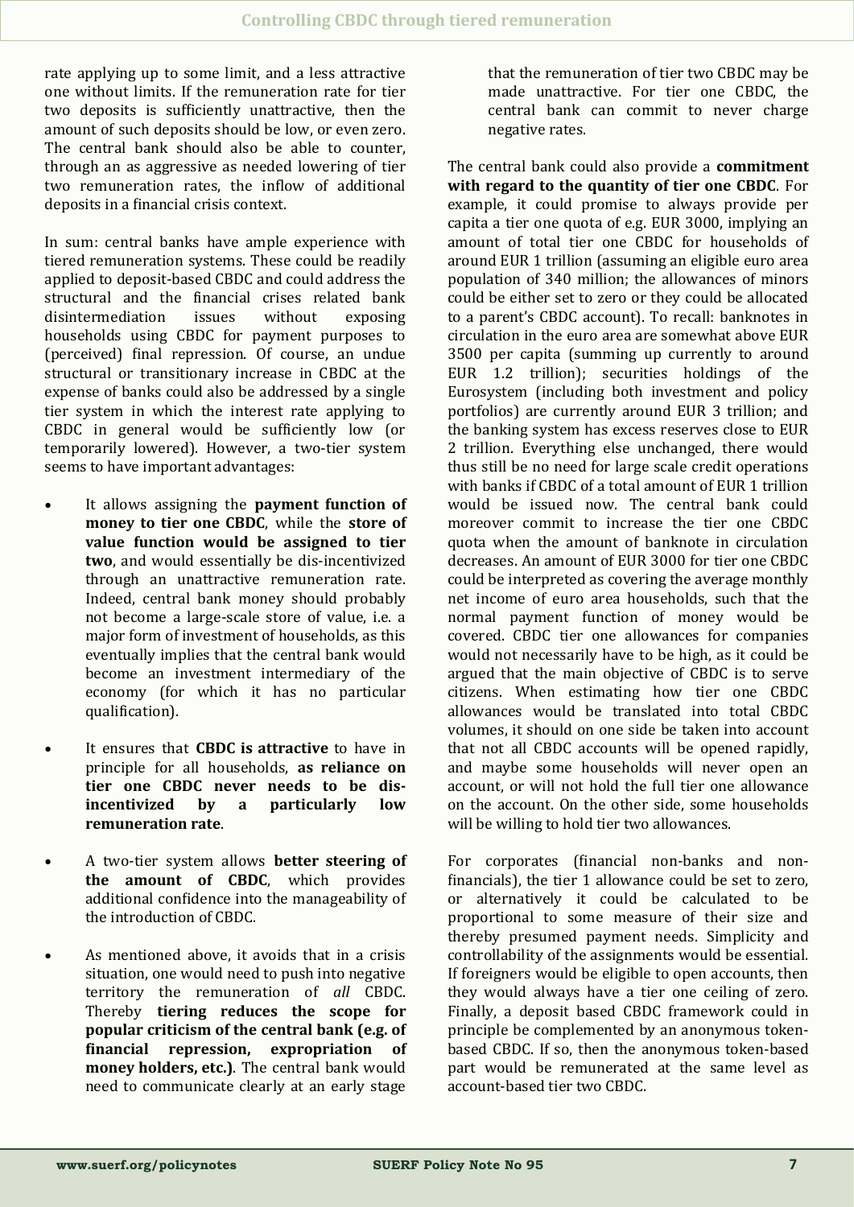rate applying up to some limit, and a less attractive one without limits. If the remuneration rate for tier two deposits is sufficiently unattractive, then the amount of such deposits should be low, or even zero. The central bank should also be able to counter, through an as aggressive as needed lowering of tier two remuneration rates, the inflow of additional deposits in a financial crisis context.

In sum: central banks have ample experience with tiered remuneration systems. These could be readily applied to deposit-based CBDC and could address the structural and the financial crises related bank disintermediation issues without exposing households using CBDC for payment purposes to (perceived) final repression. Of course, an undue structural or transitionary increase in CBDC at the expense of banks could also be addressed by a single tier system in which the interest rate applying to CBDC in general would be sufficiently low (or temporarily lowered). However, a two-tier system seems to have important advantages:

- It allows assigning the **payment function of money to tier one CBDC**, while the **store of value function would be assigned to tier two**, and would essentially be dis-incentivized through an unattractive remuneration rate. Indeed, central bank money should probably not become a large-scale store of value, i.e. a major form of investment of households, as this eventually implies that the central bank would become an investment intermediary of the economy (for which it has no particular qualification).
- It ensures that **CBDC is attractive** to have in principle for all households, **as reliance on tier one CBDC never needs to be dis-incentivized by a particularly low remuneration rate**.
- A two-tier system allows **better steering of the amount of CBDC**, which provides additional confidence into the manageability of the introduction of CBDC.
- As mentioned above, it avoids that in a crisis situation, one would need to push into negative territory the remuneration of *all* CBDC. Thereby **tiering reduces the scope for popular criticism of the central bank (e.g. of financial repression, expropriation of money holders, etc.)**. The central bank would need to communicate clearly at an early stage that the remuneration of tier two CBDC may be made unattractive. For tier one CBDC, the central bank can commit to never charge negative rates.

The central bank could also provide a **commitment with regard to the quantity of tier one CBDC**. For example, it could promise to always provide per capita a tier one quota of e.g. EUR 3000, implying an amount of total tier one CBDC for households of around EUR 1 trillion (assuming an eligible euro area population of 340 million; the allowances of minors could be either set to zero or they could be allocated to a parent's CBDC account). To recall: banknotes in circulation in the euro area are somewhat above EUR 3500 per capita (summing up currently to around EUR 1.2 trillion); securities holdings of the Eurosystem (including both investment and policy portfolios) are currently around EUR 3 trillion; and the banking system has excess reserves close to EUR 2 trillion. Everything else unchanged, there would thus still be no need for large scale credit operations with banks if CBDC of a total amount of EUR 1 trillion would be issued now. The central bank could moreover commit to increase the tier one CBDC quota when the amount of banknote in circulation decreases. An amount of EUR 3000 for tier one CBDC could be interpreted as covering the average monthly net income of euro area households, such that the normal payment function of money would be covered. CBDC tier one allowances for companies would not necessarily have to be high, as it could be argued that the main objective of CBDC is to serve citizens. When estimating how tier one CBDC allowances would be translated into total CBDC volumes, it should on one side be taken into account that not all CBDC accounts will be opened rapidly, and maybe some households will never open an account, or will not hold the full tier one allowance on the account. On the other side, some households will be willing to hold tier two allowances.

For corporates (financial non-banks and non-financials), the tier 1 allowance could be set to zero, or alternatively it could be calculated to be proportional to some measure of their size and thereby presumed payment needs. Simplicity and controllability of the assignments would be essential. If foreigners would be eligible to open accounts, then they would always have a tier one ceiling of zero. Finally, a deposit based CBDC framework could in principle be complemented by an anonymous token-based CBDC. If so, then the anonymous token-based part would be remunerated at the same level as account-based tier two CBDC.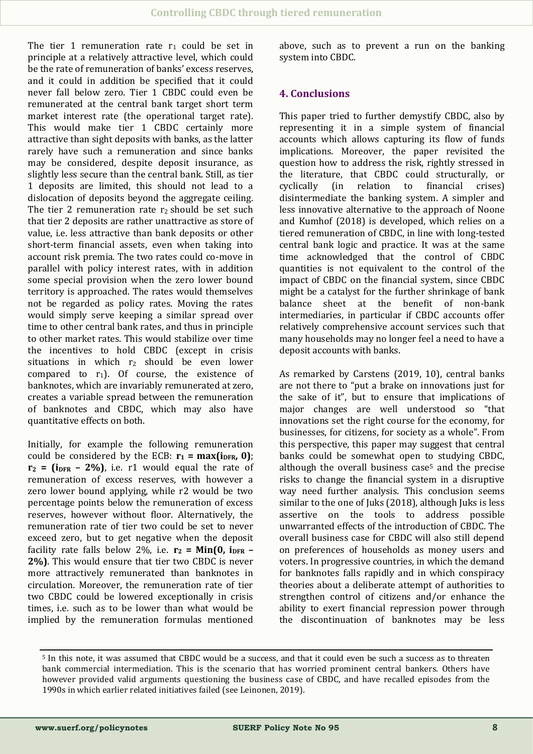The tier 1 remuneration rate $r_1$ could be set in principle at a relatively attractive level, which could be the rate of remuneration of banks' excess reserves, and it could in addition be specified that it could never fall below zero. Tier 1 CBDC could even be remunerated at the central bank target short term market interest rate (the operational target rate). This would make tier 1 CBDC certainly more attractive than sight deposits with banks, as the latter rarely have such a remuneration and since banks may be considered, despite deposit insurance, as slightly less secure than the central bank. Still, as tier 1 deposits are limited, this should not lead to a dislocation of deposits beyond the aggregate ceiling. The tier 2 remuneration rate $r_2$ should be set such that tier 2 deposits are rather unattractive as store of value, i.e. less attractive than bank deposits or other short-term financial assets, even when taking into account risk premia. The two rates could co-move in parallel with policy interest rates, with in addition some special provision when the zero lower bound territory is approached. The rates would themselves not be regarded as policy rates. Moving the rates would simply serve keeping a similar spread over time to other central bank rates, and thus in principle to other market rates. This would stabilize over time the incentives to hold CBDC (except in crisis situations in which $r_2$ should be even lower compared to $r_1$). Of course, the existence of banknotes, which are invariably remunerated at zero, creates a variable spread between the remuneration of banknotes and CBDC, which may also have quantitative effects on both.

Initially, for example the following remuneration could be considered by the ECB: $\mathbf{r_1 = max(i_{DFR}, 0)}$; $\mathbf{r_2 = (i_{DFR} - 2\%)}$, i.e. r1 would equal the rate of remuneration of excess reserves, with however a zero lower bound applying, while r2 would be two percentage points below the remuneration of excess reserves, however without floor. Alternatively, the remuneration rate of tier two could be set to never exceed zero, but to get negative when the deposit facility rate falls below 2%, i.e. $\mathbf{r_2 = Min(0, i_{DFR} - 2\%)}$. This would ensure that tier two CBDC is never more attractively remunerated than banknotes in circulation. Moreover, the remuneration rate of tier two CBDC could be lowered exceptionally in crisis times, i.e. such as to be lower than what would be implied by the remuneration formulas mentioned above, such as to prevent a run on the banking system into CBDC.

## 4. Conclusions

This paper tried to further demystify CBDC, also by representing it in a simple system of financial accounts which allows capturing its flow of funds implications. Moreover, the paper revisited the question how to address the risk, rightly stressed in the literature, that CBDC could structurally, or cyclically (in relation to financial crises) disintermediate the banking system. A simpler and less innovative alternative to the approach of Noone and Kumhof (2018) is developed, which relies on a tiered remuneration of CBDC, in line with long-tested central bank logic and practice. It was at the same time acknowledged that the control of CBDC quantities is not equivalent to the control of the impact of CBDC on the financial system, since CBDC might be a catalyst for the further shrinkage of bank balance sheet at the benefit of non-bank intermediaries, in particular if CBDC accounts offer relatively comprehensive account services such that many households may no longer feel a need to have a deposit accounts with banks.

As remarked by Carstens (2019, 10), central banks are not there to "put a brake on innovations just for the sake of it", but to ensure that implications of major changes are well understood so "that innovations set the right course for the economy, for businesses, for citizens, for society as a whole". From this perspective, this paper may suggest that central banks could be somewhat open to studying CBDC, although the overall business case[5] and the precise risks to change the financial system in a disruptive way need further analysis. This conclusion seems similar to the one of Juks (2018), although Juks is less assertive on the tools to address possible unwarranted effects of the introduction of CBDC. The overall business case for CBDC will also still depend on preferences of households as money users and voters. In progressive countries, in which the demand for banknotes falls rapidly and in which conspiracy theories about a deliberate attempt of authorities to strengthen control of citizens and/or enhance the ability to exert financial repression power through the discontinuation of banknotes may be less

[5] In this note, it was assumed that CBDC would be a success, and that it could even be such a success as to threaten bank commercial intermediation. This is the scenario that has worried prominent central bankers. Others have however provided valid arguments questioning the business case of CBDC, and have recalled episodes from the 1990s in which earlier related initiatives failed (see Leinonen, 2019).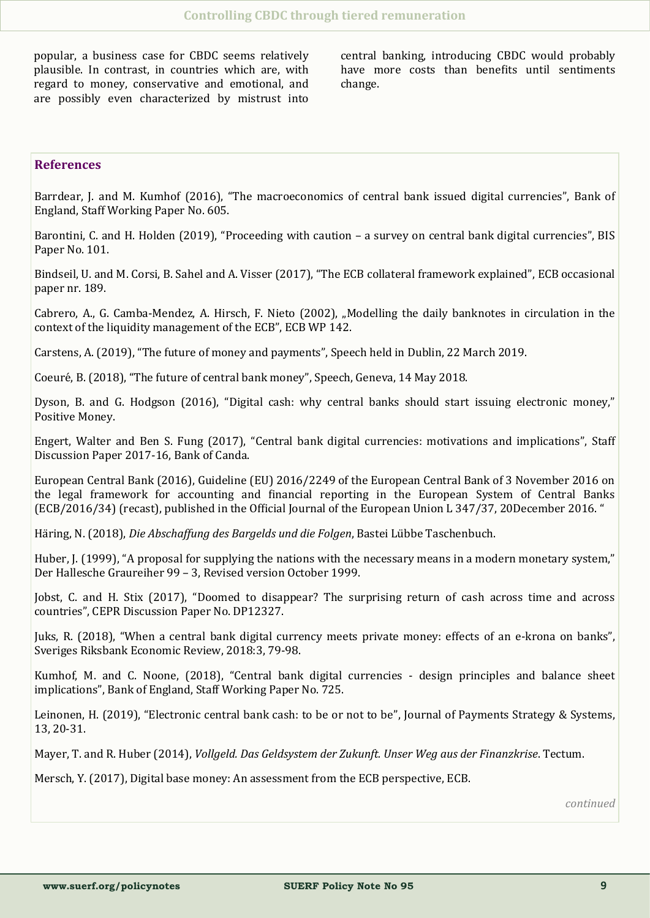popular, a business case for CBDC seems relatively plausible. In contrast, in countries which are, with regard to money, conservative and emotional, and are possibly even characterized by mistrust into central banking, introducing CBDC would probably have more costs than benefits until sentiments change.

## References

Barrdear, J. and M. Kumhof (2016), "The macroeconomics of central bank issued digital currencies", Bank of England, Staff Working Paper No. 605.

Barontini, C. and H. Holden (2019), "Proceeding with caution – a survey on central bank digital currencies", BIS Paper No. 101.

Bindseil, U. and M. Corsi, B. Sahel and A. Visser (2017), "The ECB collateral framework explained", ECB occasional paper nr. 189.

Cabrero, A., G. Camba-Mendez, A. Hirsch, F. Nieto (2002), „Modelling the daily banknotes in circulation in the context of the liquidity management of the ECB", ECB WP 142.

Carstens, A. (2019), "The future of money and payments", Speech held in Dublin, 22 March 2019.

Coeuré, B. (2018), "The future of central bank money", Speech, Geneva, 14 May 2018.

Dyson, B. and G. Hodgson (2016), "Digital cash: why central banks should start issuing electronic money," Positive Money.

Engert, Walter and Ben S. Fung (2017), "Central bank digital currencies: motivations and implications", Staff Discussion Paper 2017-16, Bank of Canda.

European Central Bank (2016), Guideline (EU) 2016/2249 of the European Central Bank of 3 November 2016 on the legal framework for accounting and financial reporting in the European System of Central Banks (ECB/2016/34) (recast), published in the Official Journal of the European Union L 347/37, 20December 2016. "

Häring, N. (2018), *Die Abschaffung des Bargelds und die Folgen*, Bastei Lübbe Taschenbuch.

Huber, J. (1999), "A proposal for supplying the nations with the necessary means in a modern monetary system," Der Hallesche Graureiher 99 – 3, Revised version October 1999.

Jobst, C. and H. Stix (2017), "Doomed to disappear? The surprising return of cash across time and across countries", CEPR Discussion Paper No. DP12327.

Juks, R. (2018), "When a central bank digital currency meets private money: effects of an e-krona on banks", Sveriges Riksbank Economic Review, 2018:3, 79-98.

Kumhof, M. and C. Noone, (2018), "Central bank digital currencies - design principles and balance sheet implications", Bank of England, Staff Working Paper No. 725.

Leinonen, H. (2019), "Electronic central bank cash: to be or not to be", Journal of Payments Strategy & Systems, 13, 20-31.

Mayer, T. and R. Huber (2014), *Vollgeld. Das Geldsystem der Zukunft. Unser Weg aus der Finanzkrise*. Tectum.

Mersch, Y. (2017), Digital base money: An assessment from the ECB perspective, ECB.

*continued*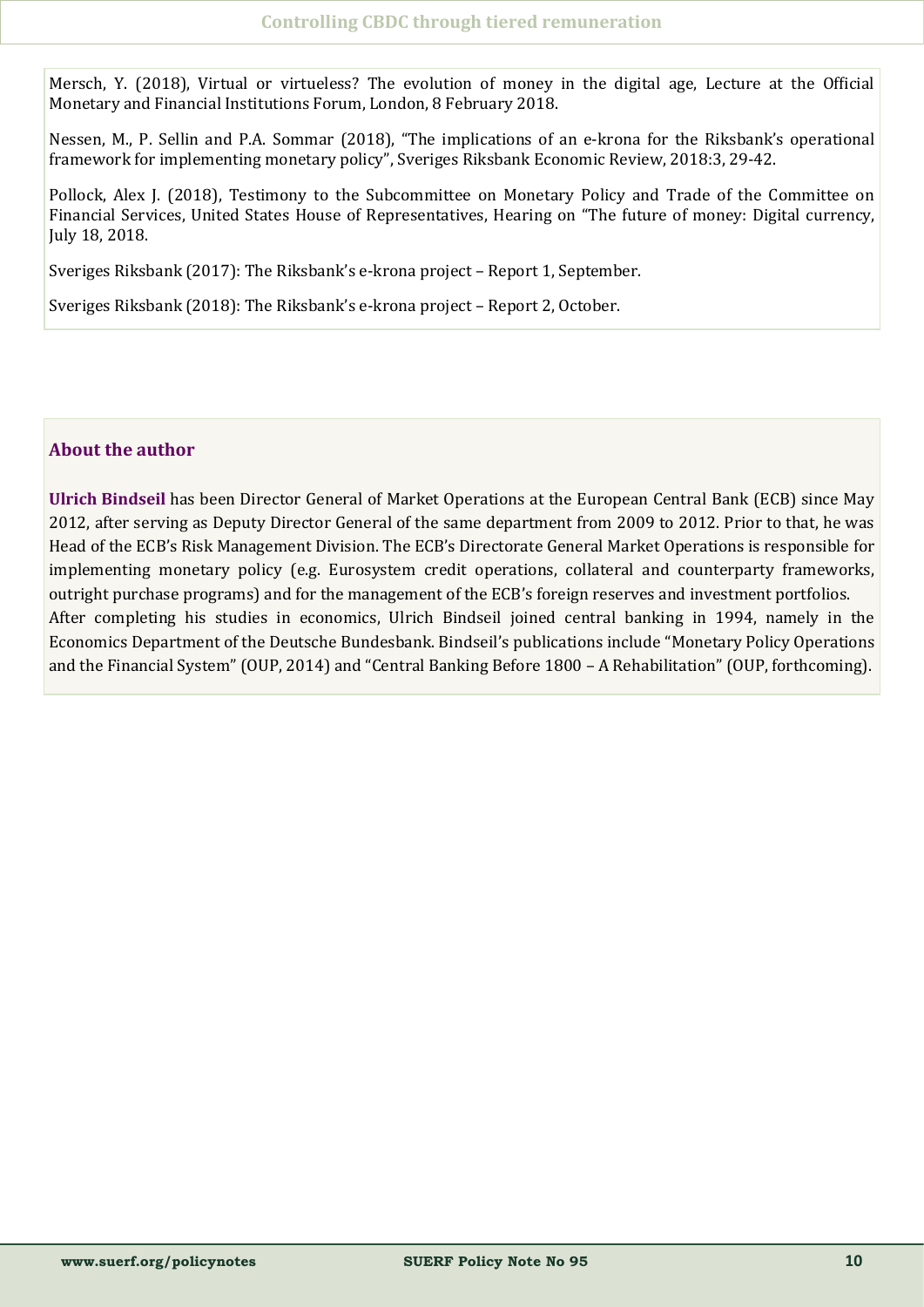Mersch, Y. (2018), Virtual or virtueless? The evolution of money in the digital age, Lecture at the Official Monetary and Financial Institutions Forum, London, 8 February 2018.

Nessen, M., P. Sellin and P.A. Sommar (2018), "The implications of an e-krona for the Riksbank's operational framework for implementing monetary policy", Sveriges Riksbank Economic Review, 2018:3, 29-42.

Pollock, Alex J. (2018), Testimony to the Subcommittee on Monetary Policy and Trade of the Committee on Financial Services, United States House of Representatives, Hearing on "The future of money: Digital currency, July 18, 2018.

Sveriges Riksbank (2017): The Riksbank's e-krona project – Report 1, September.

Sveriges Riksbank (2018): The Riksbank's e-krona project – Report 2, October.

## About the author

**Ulrich Bindseil** has been Director General of Market Operations at the European Central Bank (ECB) since May 2012, after serving as Deputy Director General of the same department from 2009 to 2012. Prior to that, he was Head of the ECB's Risk Management Division. The ECB's Directorate General Market Operations is responsible for implementing monetary policy (e.g. Eurosystem credit operations, collateral and counterparty frameworks, outright purchase programs) and for the management of the ECB's foreign reserves and investment portfolios.

After completing his studies in economics, Ulrich Bindseil joined central banking in 1994, namely in the Economics Department of the Deutsche Bundesbank. Bindseil's publications include "Monetary Policy Operations and the Financial System" (OUP, 2014) and "Central Banking Before 1800 – A Rehabilitation" (OUP, forthcoming).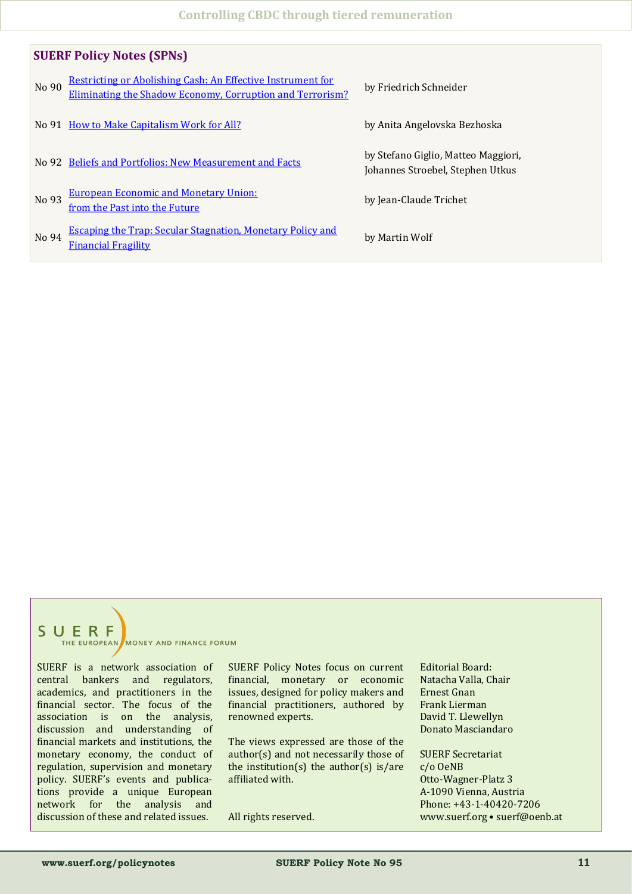## SUERF Policy Notes (SPNs)

| | | |
|---|---|---|
| No 90 | Restricting or Abolishing Cash: An Effective Instrument for Eliminating the Shadow Economy, Corruption and Terrorism? | by Friedrich Schneider |
| No 91 | How to Make Capitalism Work for All? | by Anita Angelovska Bezhoska |
| No 92 | Beliefs and Portfolios: New Measurement and Facts | by Stefano Giglio, Matteo Maggiori, Johannes Stroebel, Stephen Utkus |
| No 93 | European Economic and Monetary Union: from the Past into the Future | by Jean-Claude Trichet |
| No 94 | Escaping the Trap: Secular Stagnation, Monetary Policy and Financial Fragility | by Martin Wolf |

SUERF THE EUROPEAN MONEY AND FINANCE FORUM

SUERF is a network association of central bankers and regulators, academics, and practitioners in the financial sector. The focus of the association is on the analysis, discussion and understanding of financial markets and institutions, the monetary economy, the conduct of regulation, supervision and monetary policy. SUERF's events and publications provide a unique European network for the analysis and discussion of these and related issues.

SUERF Policy Notes focus on current financial, monetary or economic issues, designed for policy makers and financial practitioners, authored by renowned experts.

The views expressed are those of the author(s) and not necessarily those of the institution(s) the author(s) is/are affiliated with.

All rights reserved.

Editorial Board:
Natacha Valla, Chair
Ernest Gnan
Frank Lierman
David T. Llewellyn
Donato Masciandaro

SUERF Secretariat
c/o OeNB
Otto-Wagner-Platz 3
A-1090 Vienna, Austria
Phone: +43-1-40420-7206
www.suerf.org • suerf@oenb.at